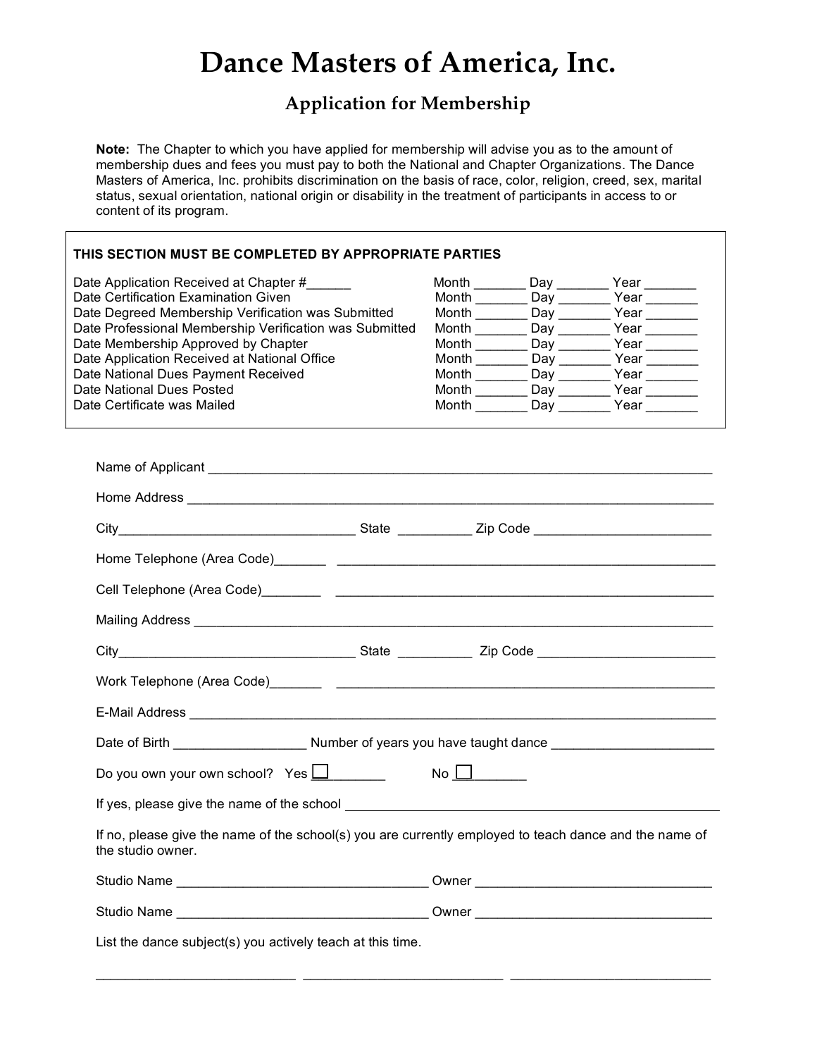# Dance Masters of America, Inc.

## Application for Membership

**Note:** The Chapter to which you have applied for membership will advise you as to the amount of membership dues and fees you must pay to both the National and Chapter Organizations. The Dance Masters of America, Inc. prohibits discrimination on the basis of race, color, religion, creed, sex, marital status, sexual orientation, national origin or disability in the treatment of participants in access to or content of its program.

**THIS SECTION MUST BE COMPLETED BY APPROPRIATE PARTIES**

| | | | |
|---|---|---|---|
| Date Application Received at Chapter #______ | Month _______ | Day _______ | Year _______ |
| Date Certification Examination Given | Month _______ | Day _______ | Year _______ |
| Date Degreed Membership Verification was Submitted | Month _______ | Day _______ | Year _______ |
| Date Professional Membership Verification was Submitted | Month _______ | Day _______ | Year _______ |
| Date Membership Approved by Chapter | Month _______ | Day _______ | Year _______ |
| Date Application Received at National Office | Month _______ | Day _______ | Year _______ |
| Date National Dues Payment Received | Month _______ | Day _______ | Year _______ |
| Date National Dues Posted | Month _______ | Day _______ | Year _______ |
| Date Certificate was Mailed | Month _______ | Day _______ | Year _______ |

Name of Applicant ______________________________________________________________________

Home Address _________________________________________________________________________

City________________________________ State __________ Zip Code ________________________

Home Telephone (Area Code)_______ ___________________________________________________

Cell Telephone (Area Code)________ ___________________________________________________

Mailing Address _______________________________________________________________________

City________________________________ State __________ Zip Code ________________________

Work Telephone (Area Code)_______ ___________________________________________________

E-Mail Address ________________________________________________________________________

Date of Birth _________________ Number of years you have taught dance _____________________

Do you own your own school? Yes ☐ _________ No ☐ _________

If yes, please give the name of the school _____________________________________________

If no, please give the name of the school(s) you are currently employed to teach dance and the name of the studio owner.

Studio Name _________________________________ Owner ______________________________

Studio Name _________________________________ Owner ______________________________

List the dance subject(s) you actively teach at this time.

___________________________ ___________________________ ___________________________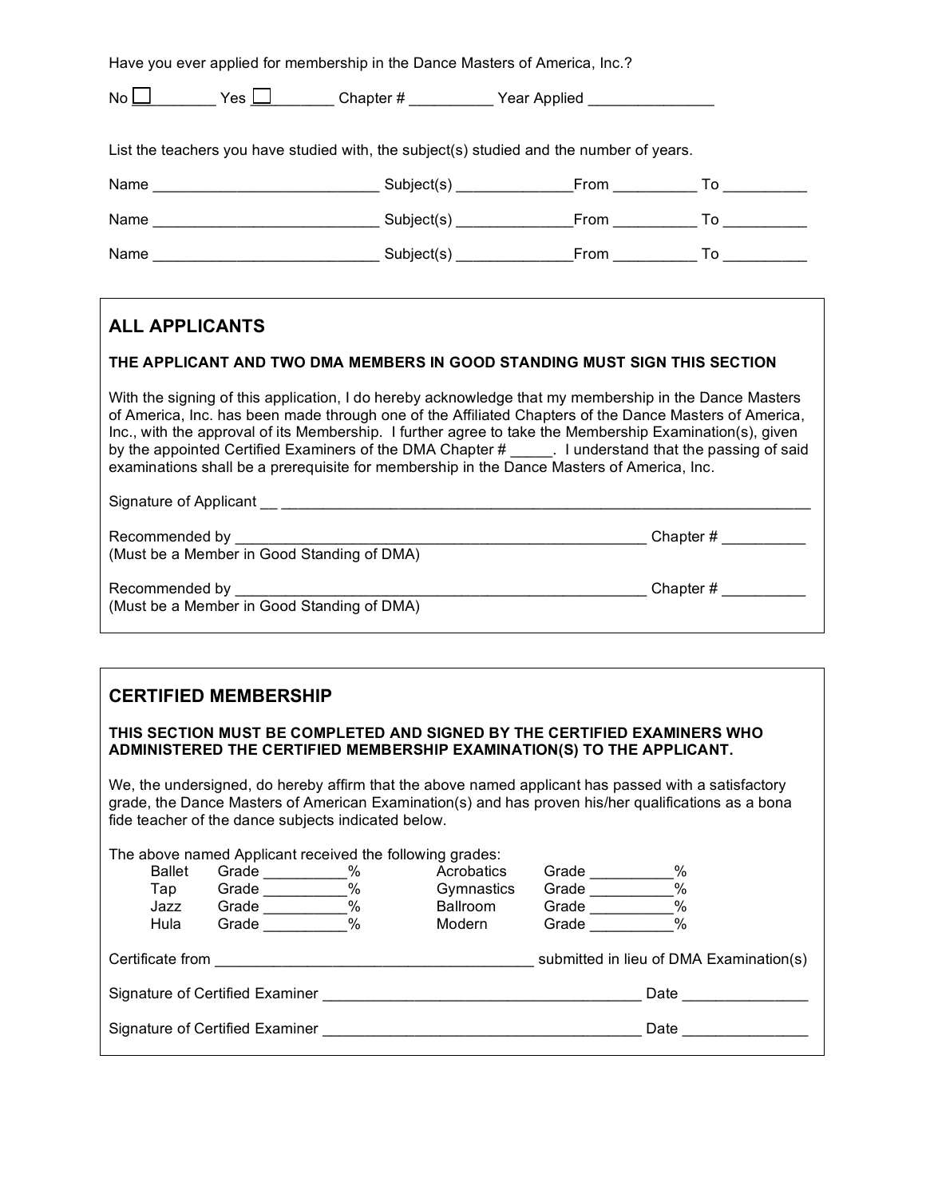Have you ever applied for membership in the Dance Masters of America, Inc.?

No ☐ ________ Yes ☐ ________ Chapter # __________ Year Applied _______________

List the teachers you have studied with, the subject(s) studied and the number of years.

Name ___________________________ Subject(s) ______________From __________ To __________

Name ___________________________ Subject(s) ______________From __________ To __________

Name ___________________________ Subject(s) ______________From __________ To __________

## ALL APPLICANTS

**THE APPLICANT AND TWO DMA MEMBERS IN GOOD STANDING MUST SIGN THIS SECTION**

With the signing of this application, I do hereby acknowledge that my membership in the Dance Masters of America, Inc. has been made through one of the Affiliated Chapters of the Dance Masters of America, Inc., with the approval of its Membership. I further agree to take the Membership Examination(s), given by the appointed Certified Examiners of the DMA Chapter # _____. I understand that the passing of said examinations shall be a prerequisite for membership in the Dance Masters of America, Inc.

Signature of Applicant __ ____________________________________________________________________

Recommended by __________________________________________________ Chapter # __________
(Must be a Member in Good Standing of DMA)

Recommended by __________________________________________________ Chapter # __________
(Must be a Member in Good Standing of DMA)

## CERTIFIED MEMBERSHIP

**THIS SECTION MUST BE COMPLETED AND SIGNED BY THE CERTIFIED EXAMINERS WHO ADMINISTERED THE CERTIFIED MEMBERSHIP EXAMINATION(S) TO THE APPLICANT.**

We, the undersigned, do hereby affirm that the above named applicant has passed with a satisfactory grade, the Dance Masters of American Examination(s) and has proven his/her qualifications as a bona fide teacher of the dance subjects indicated below.

The above named Applicant received the following grades:

| | | | |
|---|---|---|---|
| Ballet | Grade __________% | Acrobatics | Grade __________% |
| Tap | Grade __________% | Gymnastics | Grade __________% |
| Jazz | Grade __________% | Ballroom | Grade __________% |
| Hula | Grade __________% | Modern | Grade __________% |

Certificate from ______________________________________ submitted in lieu of DMA Examination(s)

Signature of Certified Examiner ______________________________________ Date _______________

Signature of Certified Examiner ______________________________________ Date _______________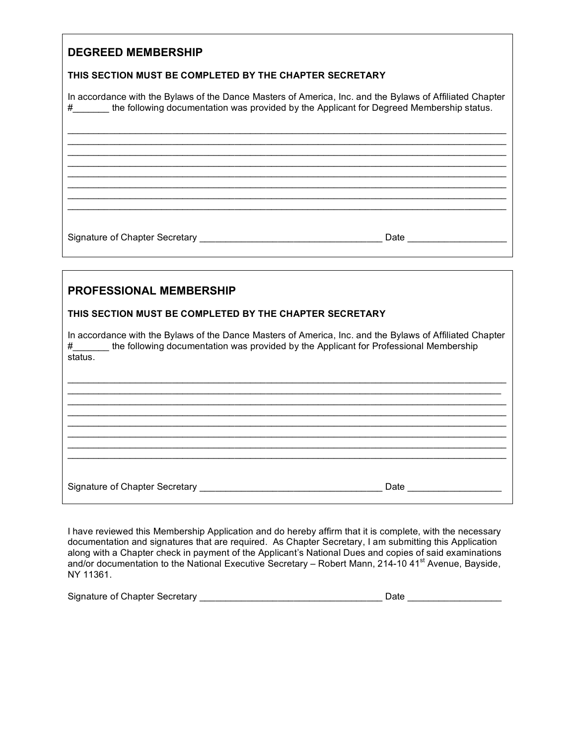## DEGREED MEMBERSHIP

**THIS SECTION MUST BE COMPLETED BY THE CHAPTER SECRETARY**

In accordance with the Bylaws of the Dance Masters of America, Inc. and the Bylaws of Affiliated Chapter #_______ the following documentation was provided by the Applicant for Degreed Membership status.

_______________________________________________________________________________
_______________________________________________________________________________
_______________________________________________________________________________
_______________________________________________________________________________
_______________________________________________________________________________
_______________________________________________________________________________
_______________________________________________________________________________
_______________________________________________________________________________

Signature of Chapter Secretary ___________________________________ Date __________________

## PROFESSIONAL MEMBERSHIP

**THIS SECTION MUST BE COMPLETED BY THE CHAPTER SECRETARY**

In accordance with the Bylaws of the Dance Masters of America, Inc. and the Bylaws of Affiliated Chapter #_______ the following documentation was provided by the Applicant for Professional Membership status.

_______________________________________________________________________________
_______________________________________________________________________________
_______________________________________________________________________________
_______________________________________________________________________________
_______________________________________________________________________________
_______________________________________________________________________________
_______________________________________________________________________________
_______________________________________________________________________________

Signature of Chapter Secretary ___________________________________ Date __________________

I have reviewed this Membership Application and do hereby affirm that it is complete, with the necessary documentation and signatures that are required. As Chapter Secretary, I am submitting this Application along with a Chapter check in payment of the Applicant's National Dues and copies of said examinations and/or documentation to the National Executive Secretary – Robert Mann, 214-10 41st Avenue, Bayside, NY 11361.

Signature of Chapter Secretary ___________________________________ Date __________________